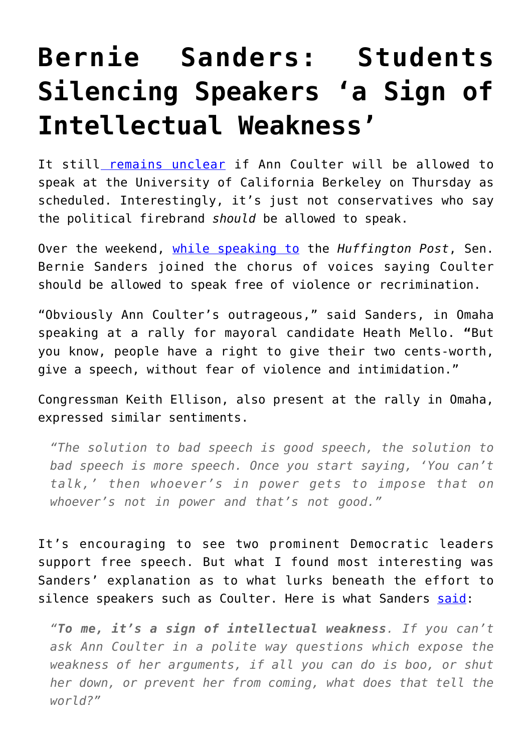# Bernie Sanders: Students Silencing Speakers 'a Sign of Intellectual Weakness'

It still remains unclear if Ann Coulter will be allowed to speak at the University of California Berkeley on Thursday as scheduled. Interestingly, it's just not conservatives who say the political firebrand *should* be allowed to speak.

Over the weekend, while speaking to the *Huffington Post*, Sen. Bernie Sanders joined the chorus of voices saying Coulter should be allowed to speak free of violence or recrimination.

"Obviously Ann Coulter's outrageous," said Sanders, in Omaha speaking at a rally for mayoral candidate Heath Mello. "But you know, people have a right to give their two cents-worth, give a speech, without fear of violence and intimidation."

Congressman Keith Ellison, also present at the rally in Omaha, expressed similar sentiments.

> *"The solution to bad speech is good speech, the solution to bad speech is more speech. Once you start saying, 'You can't talk,' then whoever's in power gets to impose that on whoever's not in power and that's not good."*

It's encouraging to see two prominent Democratic leaders support free speech. But what I found most interesting was Sanders' explanation as to what lurks beneath the effort to silence speakers such as Coulter. Here is what Sanders said:

> *"**To me, it's a sign of intellectual weakness**. If you can't ask Ann Coulter in a polite way questions which expose the weakness of her arguments, if all you can do is boo, or shut her down, or prevent her from coming, what does that tell the world?"*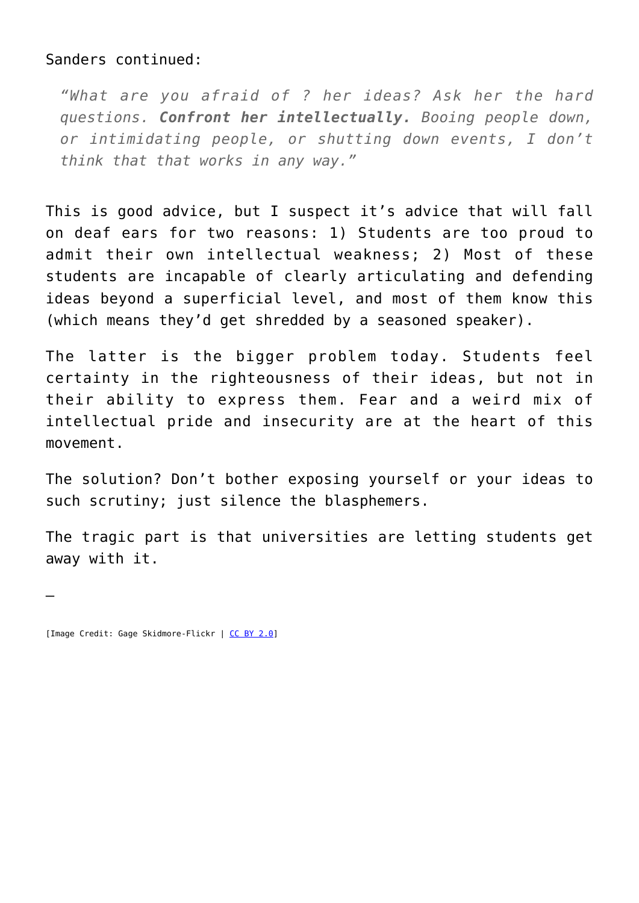Sanders continued:

> *"What are you afraid of ? her ideas? Ask her the hard questions. **Confront her intellectually.** Booing people down, or intimidating people, or shutting down events, I don't think that that works in any way."*

This is good advice, but I suspect it's advice that will fall on deaf ears for two reasons: 1) Students are too proud to admit their own intellectual weakness; 2) Most of these students are incapable of clearly articulating and defending ideas beyond a superficial level, and most of them know this (which means they'd get shredded by a seasoned speaker).

The latter is the bigger problem today. Students feel certainty in the righteousness of their ideas, but not in their ability to express them. Fear and a weird mix of intellectual pride and insecurity are at the heart of this movement.

The solution? Don't bother exposing yourself or your ideas to such scrutiny; just silence the blasphemers.

The tragic part is that universities are letting students get away with it.

—

[Image Credit: Gage Skidmore-Flickr | CC BY 2.0]